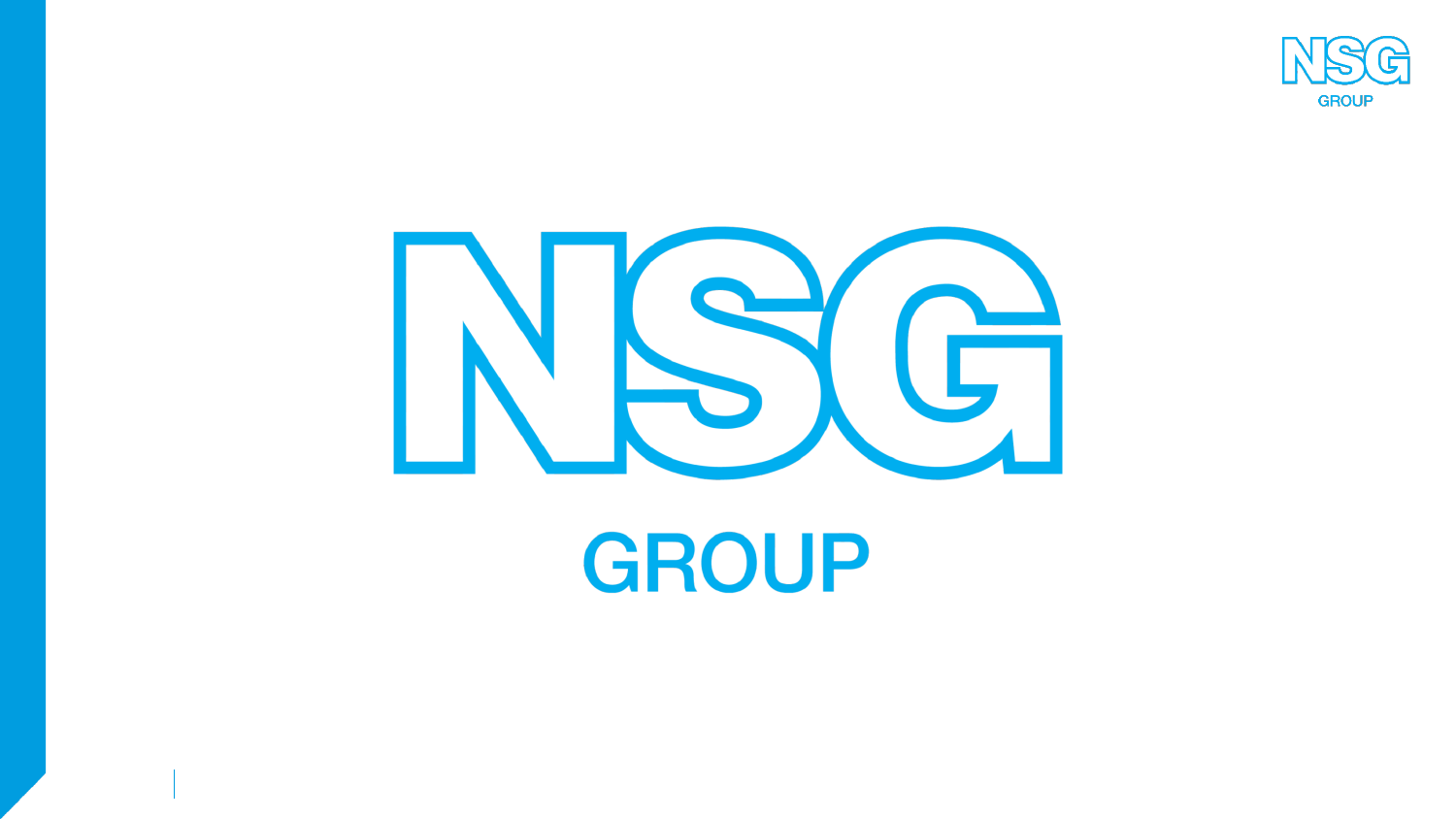# NSG

## GROUP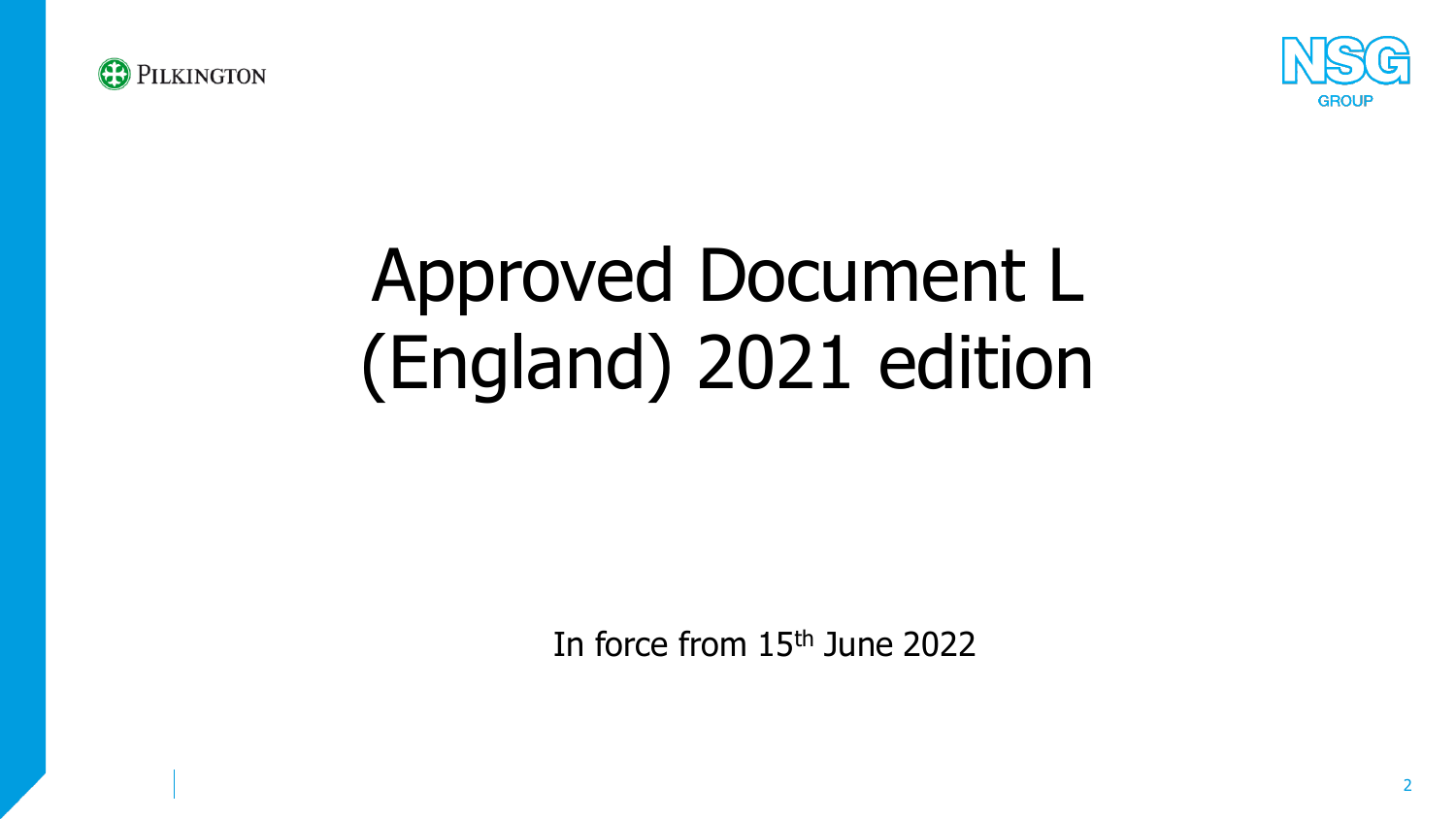# Approved Document L (England) 2021 edition

In force from 15th June 2022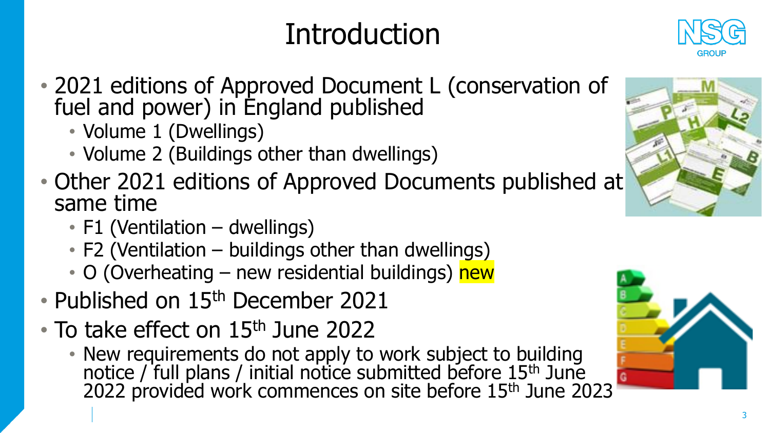# Introduction

- 2021 editions of Approved Document L (conservation of fuel and power) in England published
  - Volume 1 (Dwellings)
  - Volume 2 (Buildings other than dwellings)
- Other 2021 editions of Approved Documents published at same time
  - F1 (Ventilation – dwellings)
  - F2 (Ventilation – buildings other than dwellings)
  - O (Overheating – new residential buildings) new
- Published on 15th December 2021
- To take effect on 15th June 2022
  - New requirements do not apply to work subject to building notice / full plans / initial notice submitted before 15th June 2022 provided work commences on site before 15th June 2023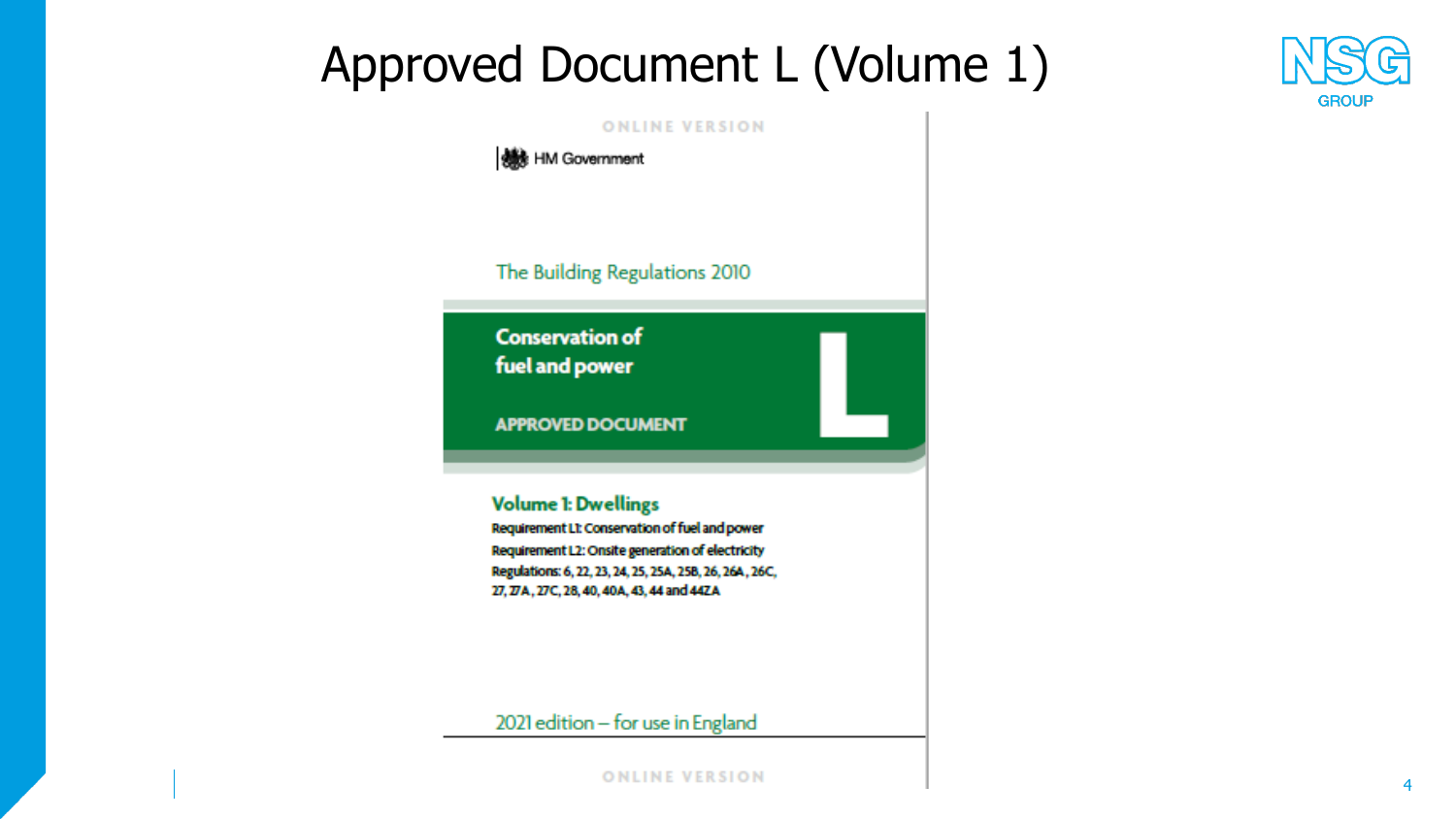# Approved Document L (Volume 1)

ONLINE VERSION

HM Government

The Building Regulations 2010

**Conservation of fuel and power**

**APPROVED DOCUMENT**

**L**

## Volume 1: Dwellings

**Requirement L1: Conservation of fuel and power**

**Requirement L2: Onsite generation of electricity**

**Regulations: 6, 22, 23, 24, 25, 25A, 25B, 26, 26A, 26C, 27, 27A, 27C, 28, 40, 40A, 43, 44 and 44ZA**

2021 edition – for use in England

ONLINE VERSION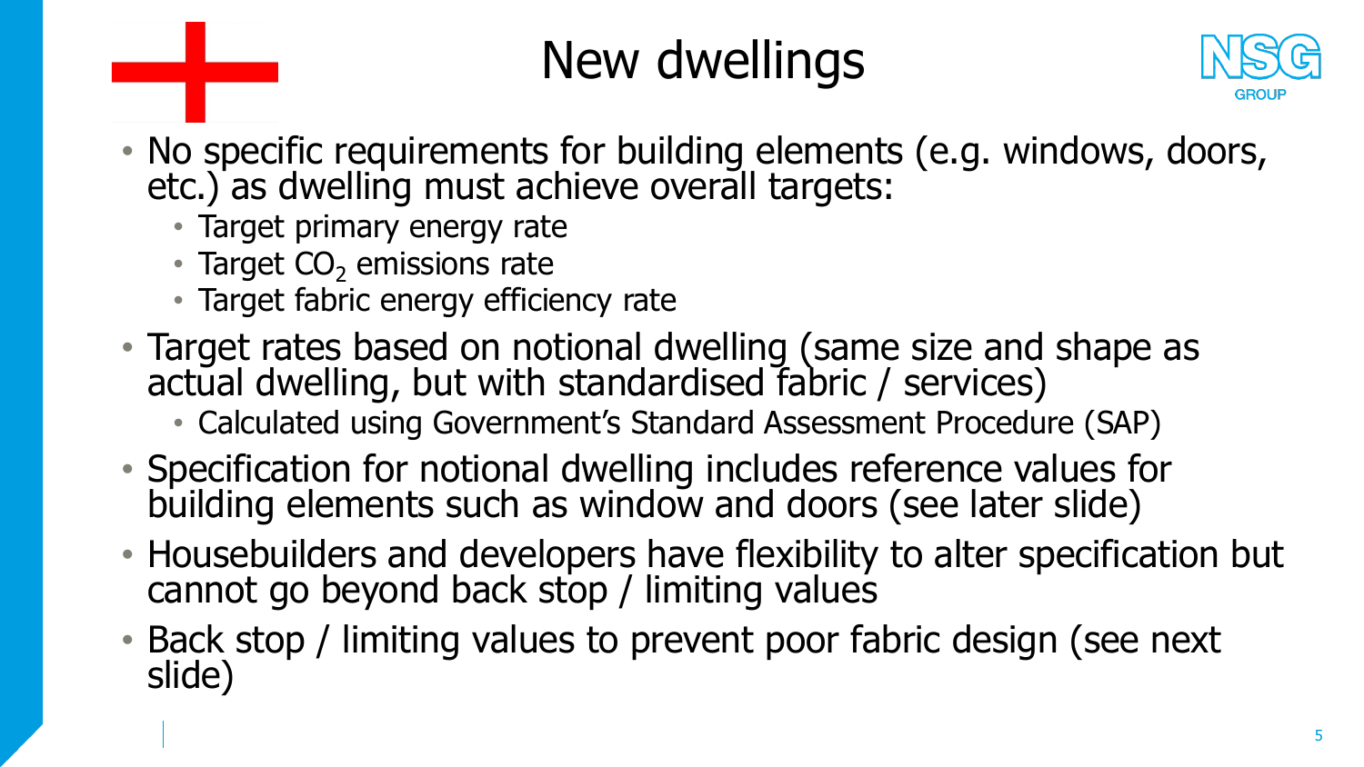# New dwellings

- No specific requirements for building elements (e.g. windows, doors, etc.) as dwelling must achieve overall targets:
  - Target primary energy rate
  - Target $CO_2$ emissions rate
  - Target fabric energy efficiency rate
- Target rates based on notional dwelling (same size and shape as actual dwelling, but with standardised fabric / services)
  - Calculated using Government's Standard Assessment Procedure (SAP)
- Specification for notional dwelling includes reference values for building elements such as window and doors (see later slide)
- Housebuilders and developers have flexibility to alter specification but cannot go beyond back stop / limiting values
- Back stop / limiting values to prevent poor fabric design (see next slide)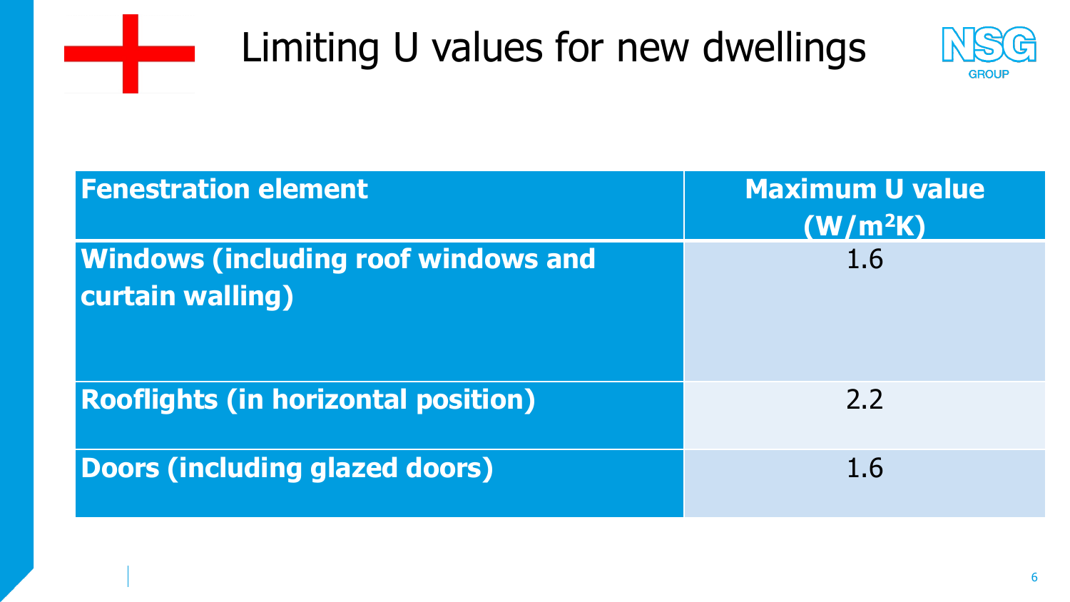# Limiting U values for new dwellings

| Fenestration element | Maximum U value ($W/m^2K$) |
| --- | --- |
| Windows (including roof windows and curtain walling) | 1.6 |
| Rooflights (in horizontal position) | 2.2 |
| Doors (including glazed doors) | 1.6 |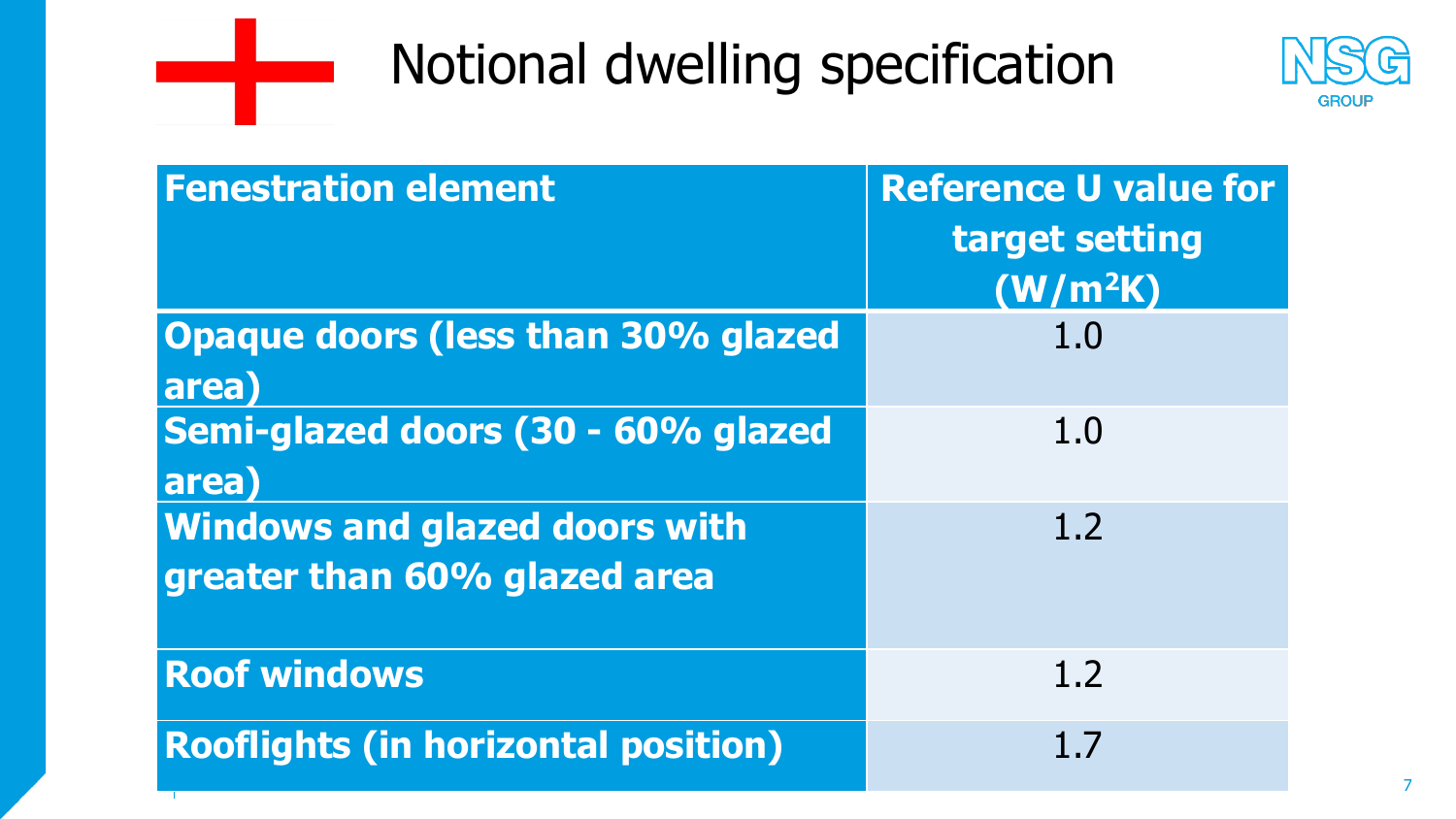# Notional dwelling specification

| Fenestration element | Reference U value for target setting ($W/m^2K$) |
| --- | --- |
| Opaque doors (less than 30% glazed area) | 1.0 |
| Semi-glazed doors (30 - 60% glazed area) | 1.0 |
| Windows and glazed doors with greater than 60% glazed area | 1.2 |
| Roof windows | 1.2 |
| Rooflights (in horizontal position) | 1.7 |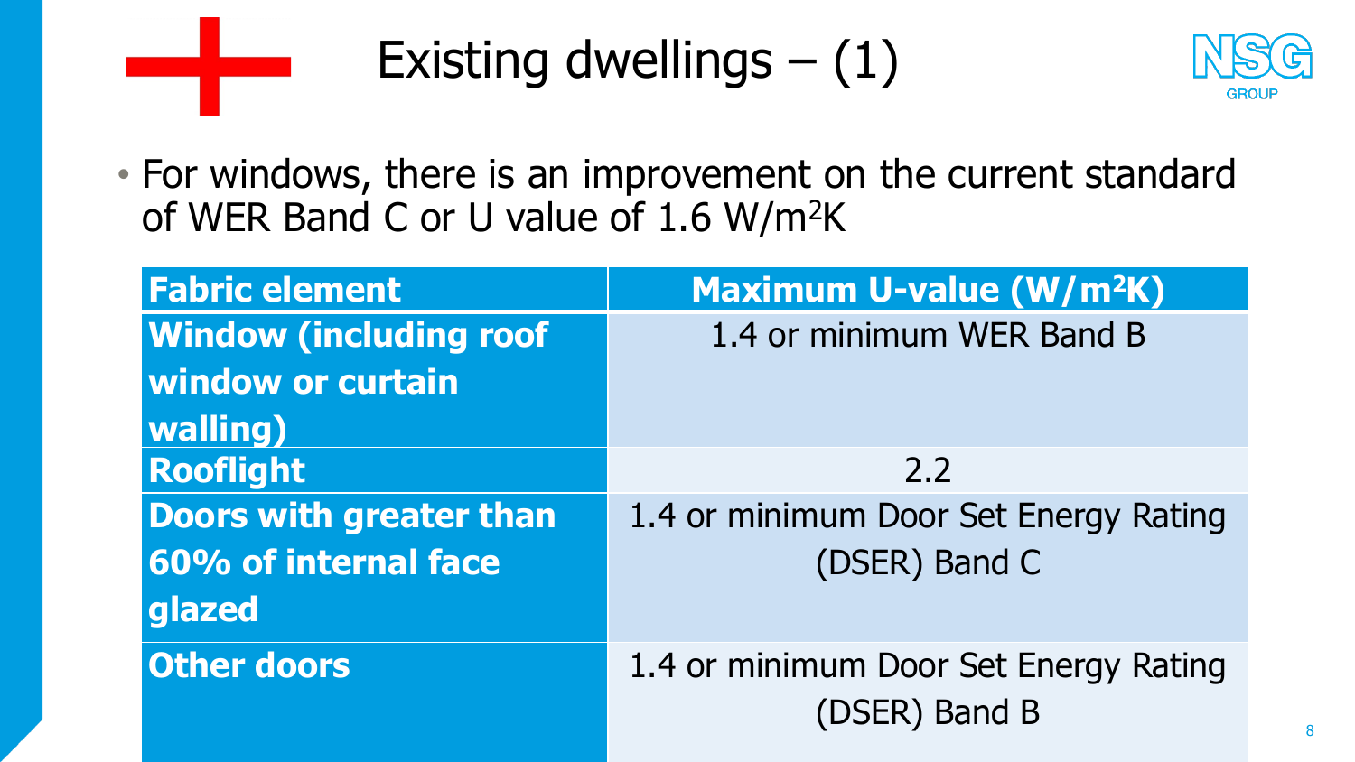# Existing dwellings – (1)

- For windows, there is an improvement on the current standard of WER Band C or U value of 1.6 W/m$^2$K

| Fabric element | Maximum U-value (W/m$^2$K) |
|---|---|
| Window (including roof window or curtain walling) | 1.4 or minimum WER Band B |
| Rooflight | 2.2 |
| Doors with greater than 60% of internal face glazed | 1.4 or minimum Door Set Energy Rating (DSER) Band C |
| Other doors | 1.4 or minimum Door Set Energy Rating (DSER) Band B |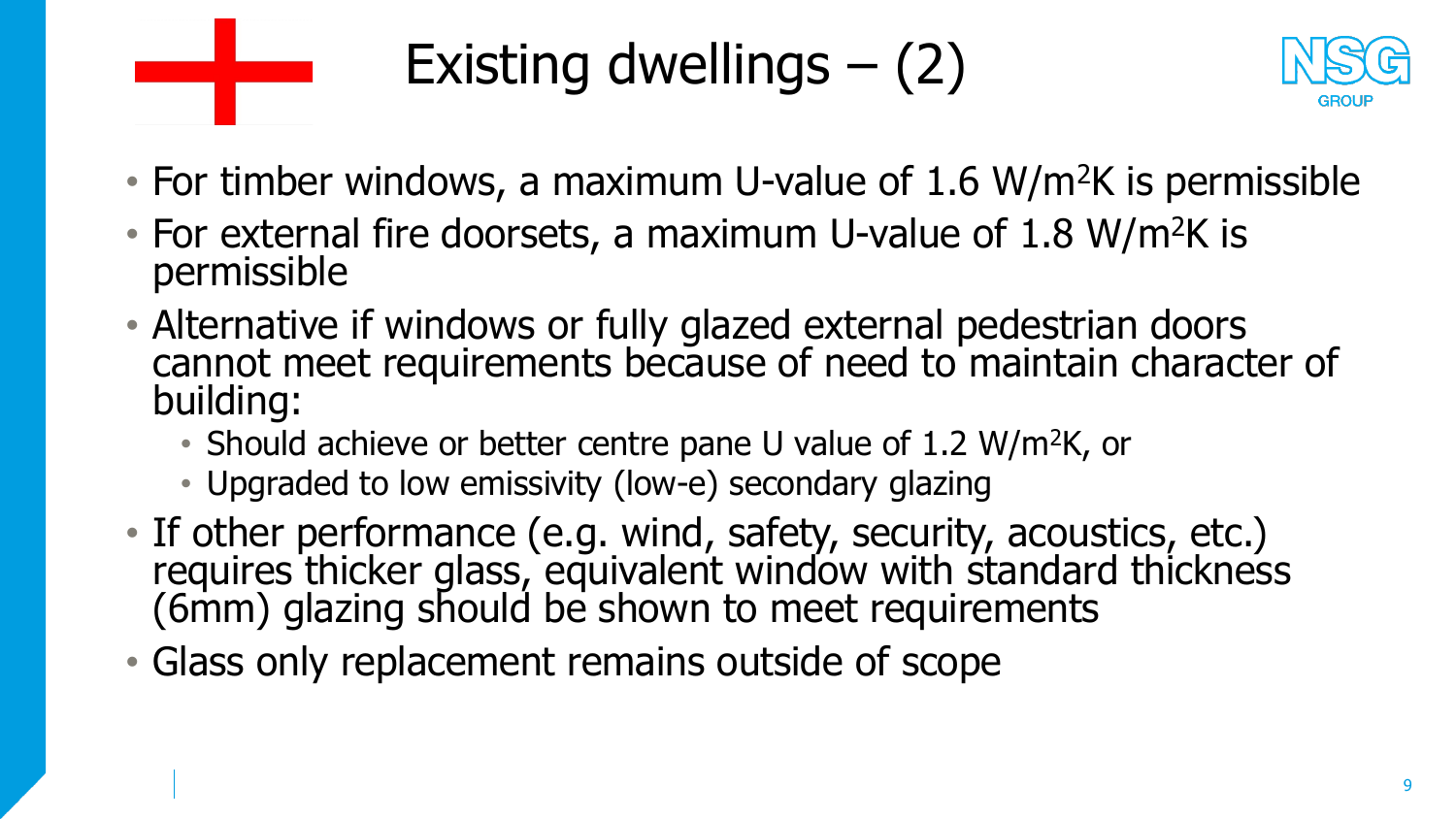# Existing dwellings – (2)

- For timber windows, a maximum U-value of 1.6 $W/m^2K$ is permissible
- For external fire doorsets, a maximum U-value of 1.8 $W/m^2K$ is permissible
- Alternative if windows or fully glazed external pedestrian doors cannot meet requirements because of need to maintain character of building:
  - Should achieve or better centre pane U value of 1.2 $W/m^2K$, or
  - Upgraded to low emissivity (low-e) secondary glazing
- If other performance (e.g. wind, safety, security, acoustics, etc.) requires thicker glass, equivalent window with standard thickness (6mm) glazing should be shown to meet requirements
- Glass only replacement remains outside of scope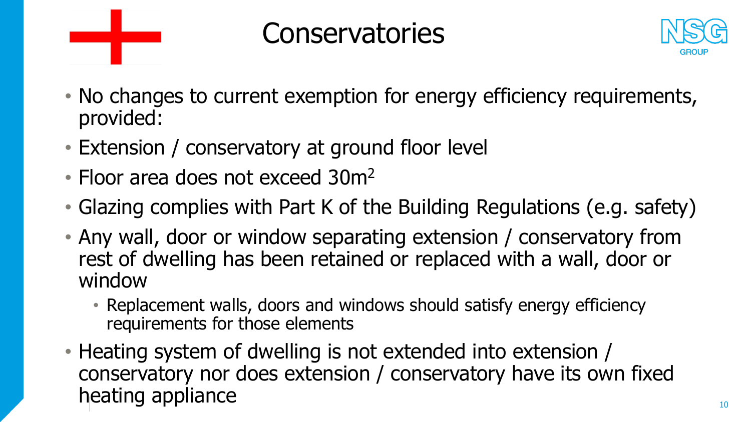# Conservatories

- No changes to current exemption for energy efficiency requirements, provided:
- Extension / conservatory at ground floor level
- Floor area does not exceed $30m^2$
- Glazing complies with Part K of the Building Regulations (e.g. safety)
- Any wall, door or window separating extension / conservatory from rest of dwelling has been retained or replaced with a wall, door or window
  - Replacement walls, doors and windows should satisfy energy efficiency requirements for those elements
- Heating system of dwelling is not extended into extension / conservatory nor does extension / conservatory have its own fixed heating appliance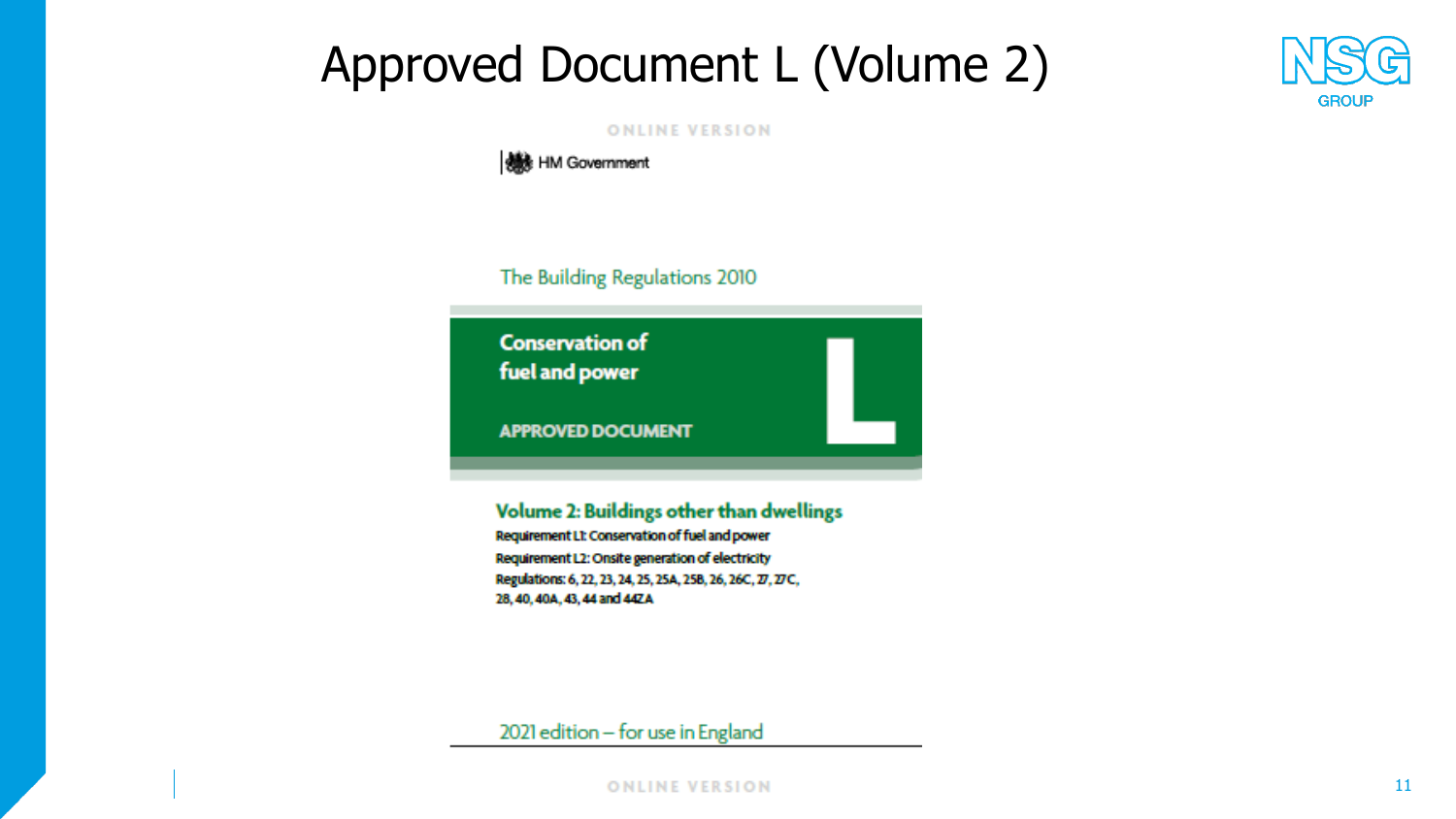# Approved Document L (Volume 2)

ONLINE VERSION

HM Government

The Building Regulations 2010

**Conservation of fuel and power**

**APPROVED DOCUMENT**

**L**

## Volume 2: Buildings other than dwellings

**Requirement L1: Conservation of fuel and power**

**Requirement L2: Onsite generation of electricity**

**Regulations: 6, 22, 23, 24, 25, 25A, 25B, 26, 26C, 27, 27C, 28, 40, 40A, 43, 44 and 44ZA**

2021 edition – for use in England

ONLINE VERSION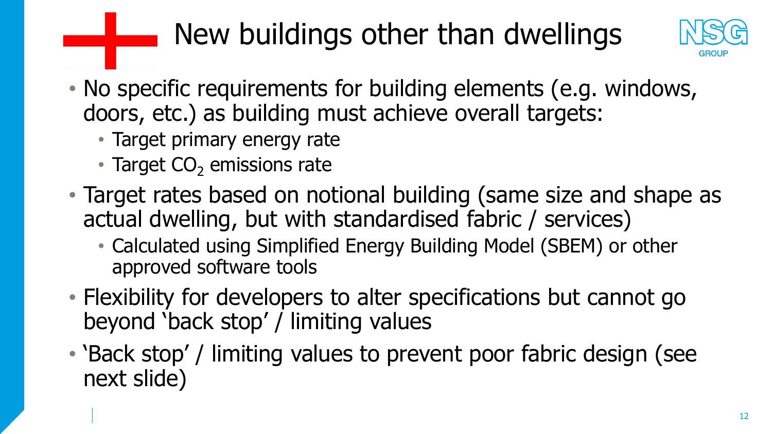# New buildings other than dwellings

- No specific requirements for building elements (e.g. windows, doors, etc.) as building must achieve overall targets:
  - Target primary energy rate
  - Target $CO_2$ emissions rate
- Target rates based on notional building (same size and shape as actual dwelling, but with standardised fabric / services)
  - Calculated using Simplified Energy Building Model (SBEM) or other approved software tools
- Flexibility for developers to alter specifications but cannot go beyond 'back stop' / limiting values
- 'Back stop' / limiting values to prevent poor fabric design (see next slide)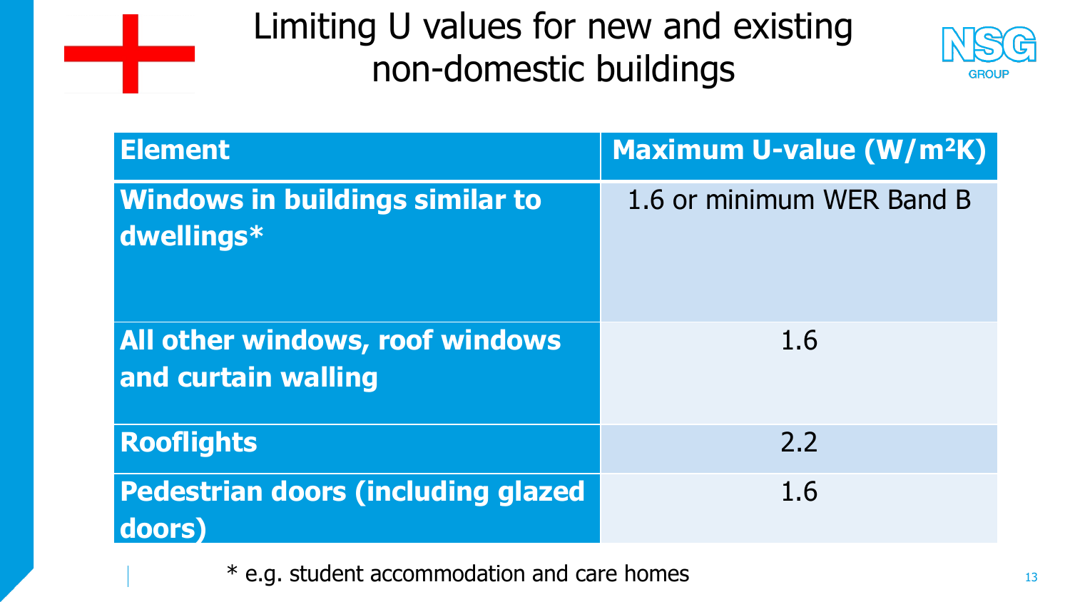# Limiting U values for new and existing non-domestic buildings

| Element | Maximum U-value (W/m²K) |
|---|---|
| Windows in buildings similar to dwellings* | 1.6 or minimum WER Band B |
| All other windows, roof windows and curtain walling | 1.6 |
| Rooflights | 2.2 |
| Pedestrian doors (including glazed doors) | 1.6 |

\* e.g. student accommodation and care homes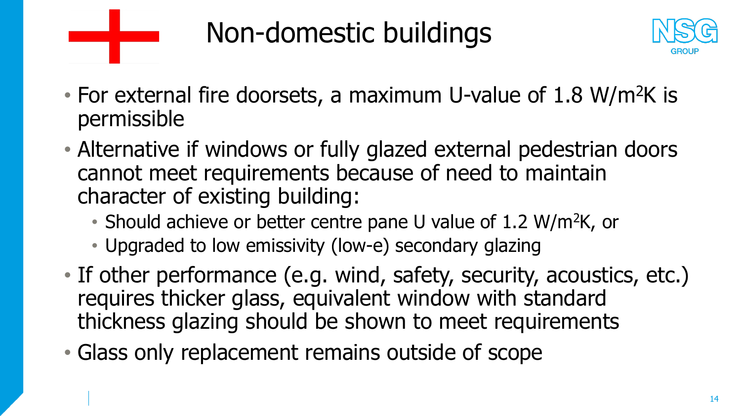# Non-domestic buildings

- For external fire doorsets, a maximum U-value of 1.8 W/m$^2$K is permissible
- Alternative if windows or fully glazed external pedestrian doors cannot meet requirements because of need to maintain character of existing building:
  - Should achieve or better centre pane U value of 1.2 W/m$^2$K, or
  - Upgraded to low emissivity (low-e) secondary glazing
- If other performance (e.g. wind, safety, security, acoustics, etc.) requires thicker glass, equivalent window with standard thickness glazing should be shown to meet requirements
- Glass only replacement remains outside of scope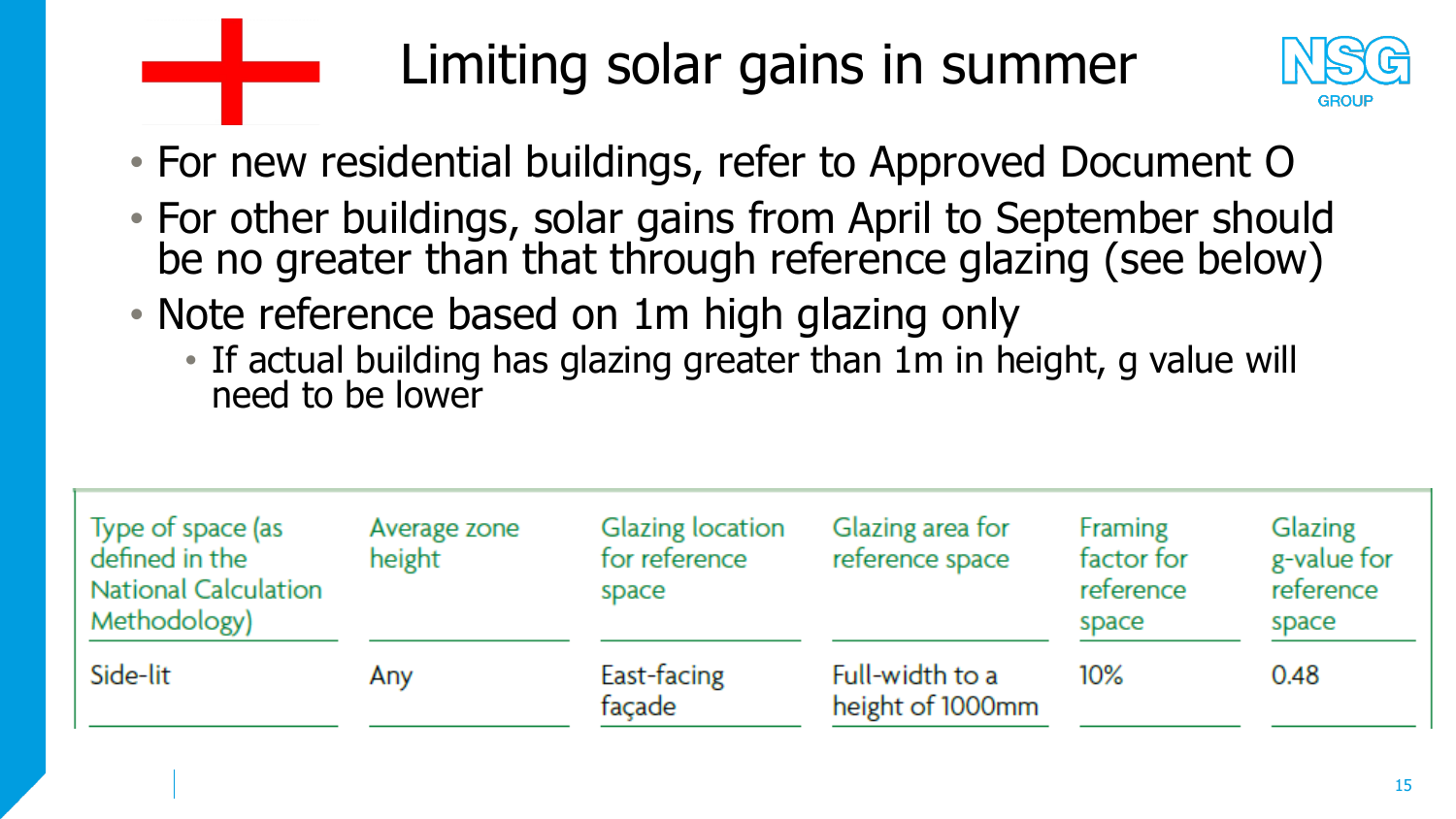# Limiting solar gains in summer

- For new residential buildings, refer to Approved Document O
- For other buildings, solar gains from April to September should be no greater than that through reference glazing (see below)
- Note reference based on 1m high glazing only
  - If actual building has glazing greater than 1m in height, g value will need to be lower

| Type of space (as defined in the National Calculation Methodology) | Average zone height | Glazing location for reference space | Glazing area for reference space | Framing factor for reference space | Glazing g-value for reference space |
|---|---|---|---|---|---|
| Side-lit | Any | East-facing façade | Full-width to a height of 1000mm | 10% | 0.48 |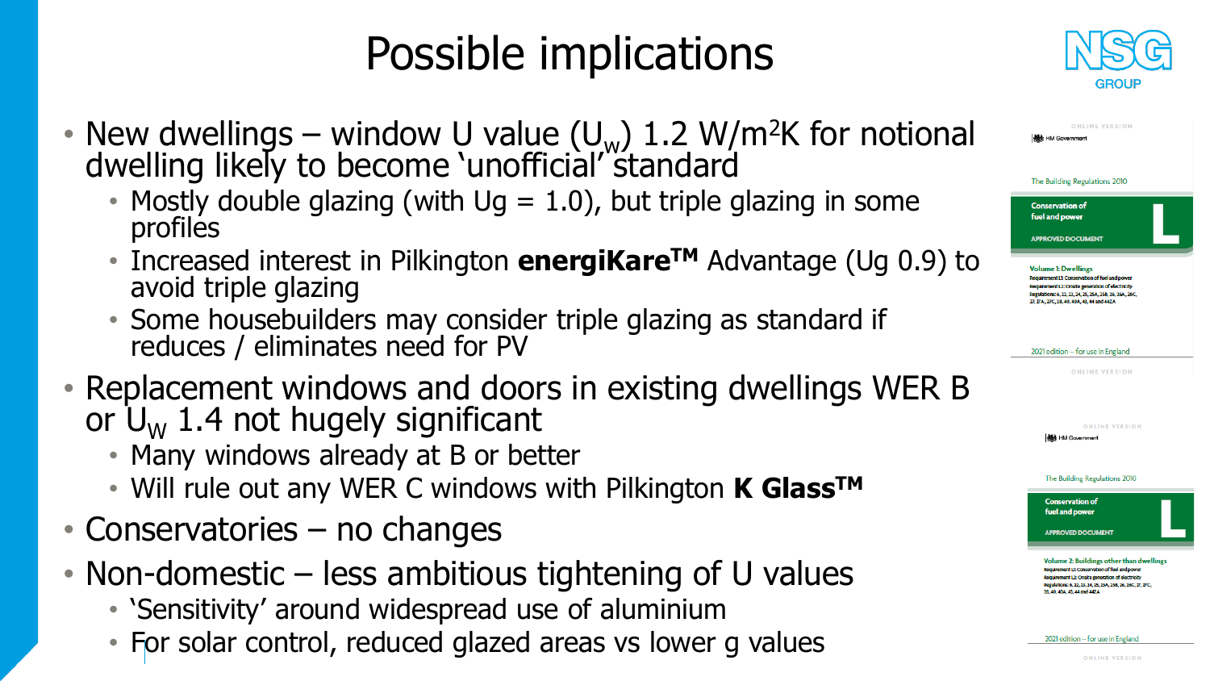# Possible implications

- New dwellings – window U value ($U_w$) 1.2 $W/m^2K$ for notional dwelling likely to become 'unofficial' standard
  - Mostly double glazing (with Ug = 1.0), but triple glazing in some profiles
  - Increased interest in Pilkington **energiKare™** Advantage (Ug 0.9) to avoid triple glazing
  - Some housebuilders may consider triple glazing as standard if reduces / eliminates need for PV
- Replacement windows and doors in existing dwellings WER B or $U_W$ 1.4 not hugely significant
  - Many windows already at B or better
  - Will rule out any WER C windows with Pilkington **K Glass™**
- Conservatories – no changes
- Non-domestic – less ambitious tightening of U values
  - 'Sensitivity' around widespread use of aluminium
  - For solar control, reduced glazed areas vs lower g values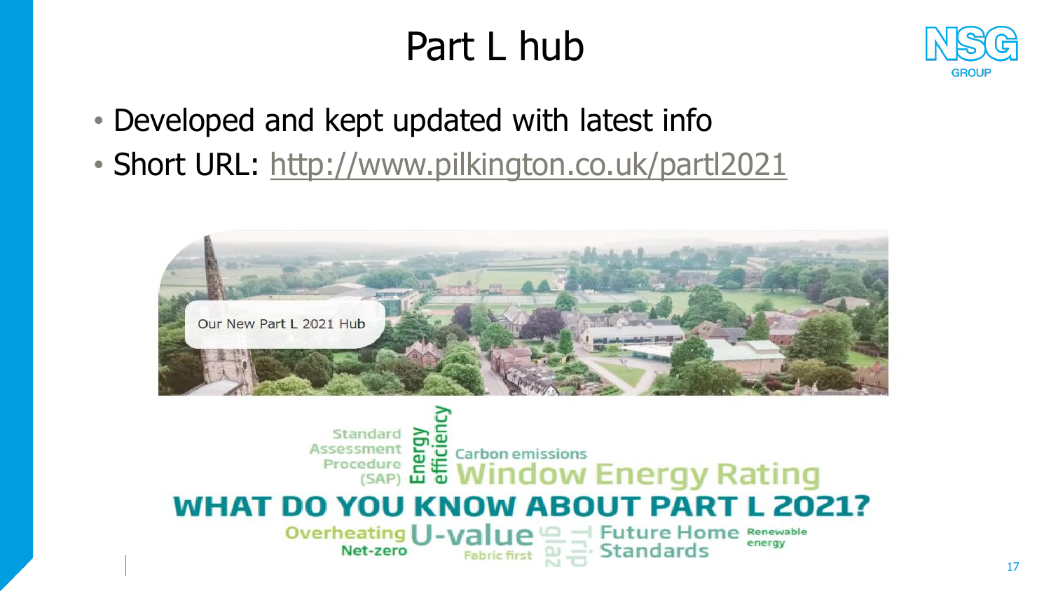# Part L hub

- Developed and kept updated with latest info
- Short URL: http://www.pilkington.co.uk/partl2021

Our New Part L 2021 Hub

WHAT DO YOU KNOW ABOUT PART L 2021?

Standard Assessment Procedure (SAP), Energy efficiency, Carbon emissions, Window Energy Rating, Overheating, Net-zero, U-value, Fabric first, glaz, Trip, Future Home Standards, Renewable energy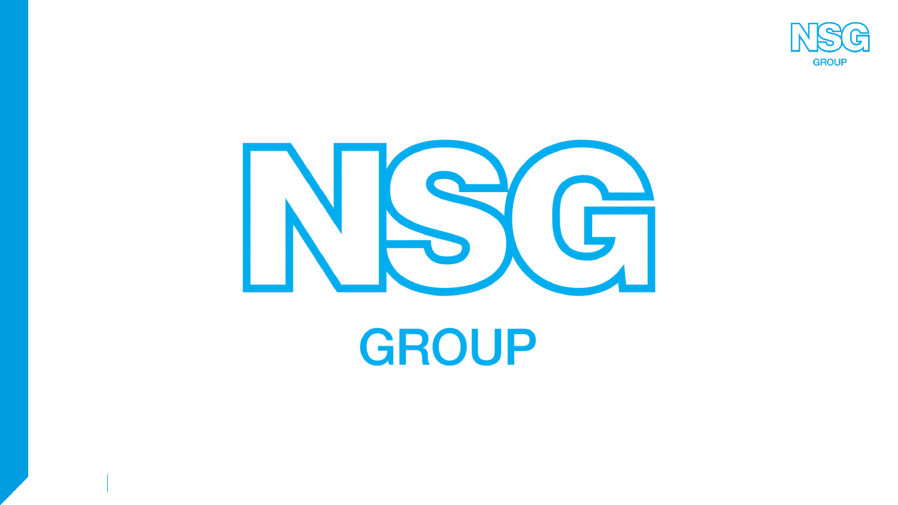NSG

GROUP